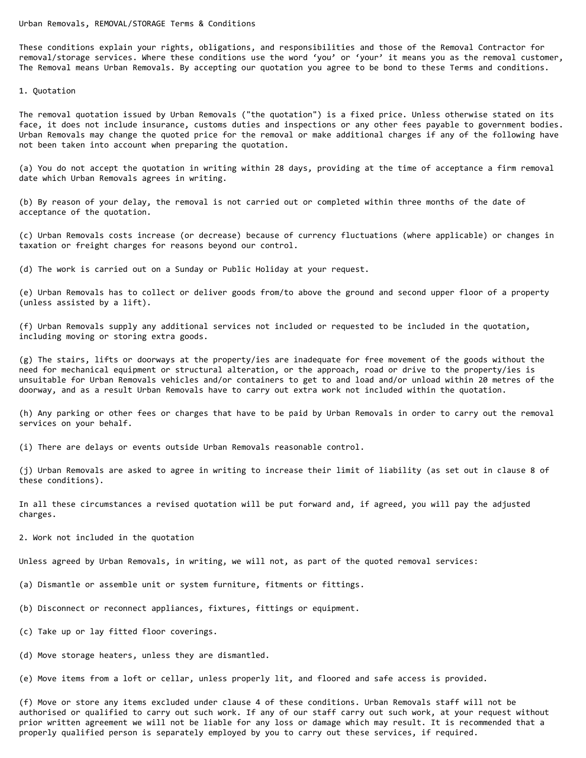# Urban Removals, REMOVAL/STORAGE Terms & Conditions

These conditions explain your rights, obligations, and responsibilities and those of the Removal Contractor for removal/storage services. Where these conditions use the word 'you' or 'your' it means you as the removal customer, The Removal means Urban Removals. By accepting our quotation you agree to be bond to these Terms and conditions.

## 1. Quotation

The removal quotation issued by Urban Removals ("the quotation") is a fixed price. Unless otherwise stated on its face, it does not include insurance, customs duties and inspections or any other fees payable to government bodies. Urban Removals may change the quoted price for the removal or make additional charges if any of the following have not been taken into account when preparing the quotation.

(a) You do not accept the quotation in writing within 28 days, providing at the time of acceptance a firm removal date which Urban Removals agrees in writing.

(b) By reason of your delay, the removal is not carried out or completed within three months of the date of acceptance of the quotation.

(c) Urban Removals costs increase (or decrease) because of currency fluctuations (where applicable) or changes in taxation or freight charges for reasons beyond our control.

(d) The work is carried out on a Sunday or Public Holiday at your request.

(e) Urban Removals has to collect or deliver goods from/to above the ground and second upper floor of a property (unless assisted by a lift).

(f) Urban Removals supply any additional services not included or requested to be included in the quotation, including moving or storing extra goods.

(g) The stairs, lifts or doorways at the property/ies are inadequate for free movement of the goods without the need for mechanical equipment or structural alteration, or the approach, road or drive to the property/ies is unsuitable for Urban Removals vehicles and/or containers to get to and load and/or unload within 20 metres of the doorway, and as a result Urban Removals have to carry out extra work not included within the quotation.

(h) Any parking or other fees or charges that have to be paid by Urban Removals in order to carry out the removal services on your behalf.

(i) There are delays or events outside Urban Removals reasonable control.

(j) Urban Removals are asked to agree in writing to increase their limit of liability (as set out in clause 8 of these conditions).

In all these circumstances a revised quotation will be put forward and, if agreed, you will pay the adjusted charges.

## 2. Work not included in the quotation

Unless agreed by Urban Removals, in writing, we will not, as part of the quoted removal services:

(a) Dismantle or assemble unit or system furniture, fitments or fittings.

(b) Disconnect or reconnect appliances, fixtures, fittings or equipment.

(c) Take up or lay fitted floor coverings.

(d) Move storage heaters, unless they are dismantled.

(e) Move items from a loft or cellar, unless properly lit, and floored and safe access is provided.

(f) Move or store any items excluded under clause 4 of these conditions. Urban Removals staff will not be authorised or qualified to carry out such work. If any of our staff carry out such work, at your request without prior written agreement we will not be liable for any loss or damage which may result. It is recommended that a properly qualified person is separately employed by you to carry out these services, if required.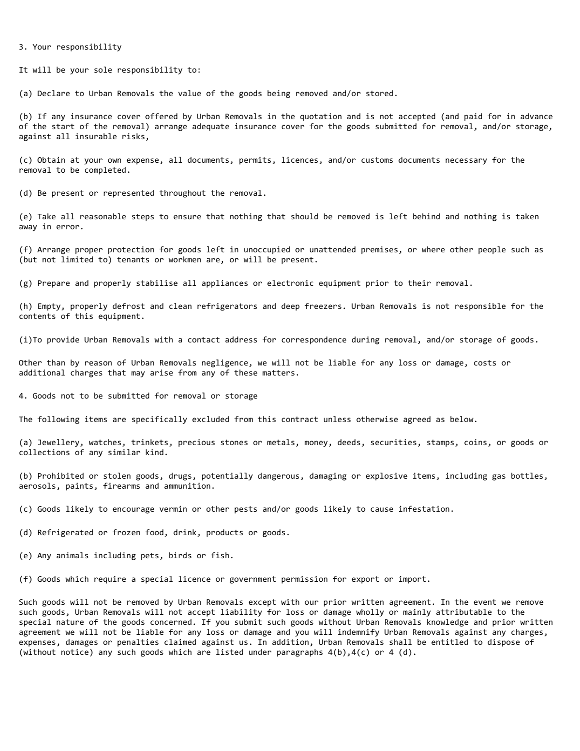## 3. Your responsibility

It will be your sole responsibility to:

(a) Declare to Urban Removals the value of the goods being removed and/or stored.

(b) If any insurance cover offered by Urban Removals in the quotation and is not accepted (and paid for in advance of the start of the removal) arrange adequate insurance cover for the goods submitted for removal, and/or storage, against all insurable risks,

(c) Obtain at your own expense, all documents, permits, licences, and/or customs documents necessary for the removal to be completed.

(d) Be present or represented throughout the removal.

(e) Take all reasonable steps to ensure that nothing that should be removed is left behind and nothing is taken away in error.

(f) Arrange proper protection for goods left in unoccupied or unattended premises, or where other people such as (but not limited to) tenants or workmen are, or will be present.

(g) Prepare and properly stabilise all appliances or electronic equipment prior to their removal.

(h) Empty, properly defrost and clean refrigerators and deep freezers. Urban Removals is not responsible for the contents of this equipment.

(i)To provide Urban Removals with a contact address for correspondence during removal, and/or storage of goods.

Other than by reason of Urban Removals negligence, we will not be liable for any loss or damage, costs or additional charges that may arise from any of these matters.

## 4. Goods not to be submitted for removal or storage

The following items are specifically excluded from this contract unless otherwise agreed as below.

(a) Jewellery, watches, trinkets, precious stones or metals, money, deeds, securities, stamps, coins, or goods or collections of any similar kind.

(b) Prohibited or stolen goods, drugs, potentially dangerous, damaging or explosive items, including gas bottles, aerosols, paints, firearms and ammunition.

(c) Goods likely to encourage vermin or other pests and/or goods likely to cause infestation.

(d) Refrigerated or frozen food, drink, products or goods.

(e) Any animals including pets, birds or fish.

(f) Goods which require a special licence or government permission for export or import.

Such goods will not be removed by Urban Removals except with our prior written agreement. In the event we remove such goods, Urban Removals will not accept liability for loss or damage wholly or mainly attributable to the special nature of the goods concerned. If you submit such goods without Urban Removals knowledge and prior written agreement we will not be liable for any loss or damage and you will indemnify Urban Removals against any charges, expenses, damages or penalties claimed against us. In addition, Urban Removals shall be entitled to dispose of (without notice) any such goods which are listed under paragraphs 4(b),4(c) or 4 (d).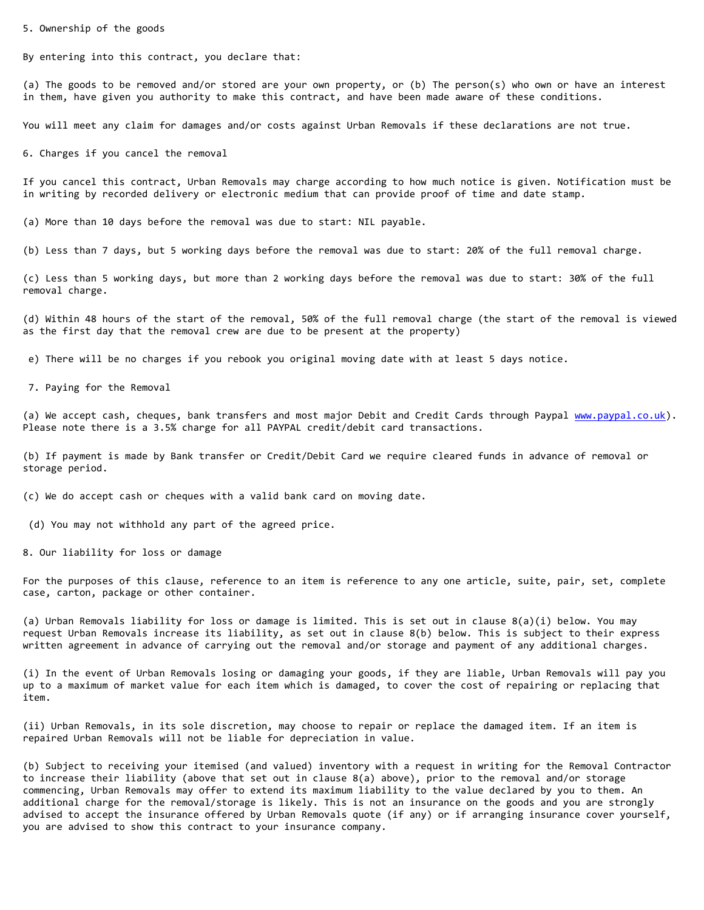## 5. Ownership of the goods

By entering into this contract, you declare that:

(a) The goods to be removed and/or stored are your own property, or (b) The person(s) who own or have an interest in them, have given you authority to make this contract, and have been made aware of these conditions.

You will meet any claim for damages and/or costs against Urban Removals if these declarations are not true.

## 6. Charges if you cancel the removal

If you cancel this contract, Urban Removals may charge according to how much notice is given. Notification must be in writing by recorded delivery or electronic medium that can provide proof of time and date stamp.

(a) More than 10 days before the removal was due to start: NIL payable.

(b) Less than 7 days, but 5 working days before the removal was due to start: 20% of the full removal charge.

(c) Less than 5 working days, but more than 2 working days before the removal was due to start: 30% of the full removal charge.

(d) Within 48 hours of the start of the removal, 50% of the full removal charge (the start of the removal is viewed as the first day that the removal crew are due to be present at the property)

e) There will be no charges if you rebook you original moving date with at least 5 days notice.

## 7. Paying for the Removal

(a) We accept cash, cheques, bank transfers and most major Debit and Credit Cards through Paypal www.paypal.co.uk). Please note there is a 3.5% charge for all PAYPAL credit/debit card transactions.

(b) If payment is made by Bank transfer or Credit/Debit Card we require cleared funds in advance of removal or storage period.

(c) We do accept cash or cheques with a valid bank card on moving date.

(d) You may not withhold any part of the agreed price.

## 8. Our liability for loss or damage

For the purposes of this clause, reference to an item is reference to any one article, suite, pair, set, complete case, carton, package or other container.

(a) Urban Removals liability for loss or damage is limited. This is set out in clause 8(a)(i) below. You may request Urban Removals increase its liability, as set out in clause 8(b) below. This is subject to their express written agreement in advance of carrying out the removal and/or storage and payment of any additional charges.

(i) In the event of Urban Removals losing or damaging your goods, if they are liable, Urban Removals will pay you up to a maximum of market value for each item which is damaged, to cover the cost of repairing or replacing that item.

(ii) Urban Removals, in its sole discretion, may choose to repair or replace the damaged item. If an item is repaired Urban Removals will not be liable for depreciation in value.

(b) Subject to receiving your itemised (and valued) inventory with a request in writing for the Removal Contractor to increase their liability (above that set out in clause 8(a) above), prior to the removal and/or storage commencing, Urban Removals may offer to extend its maximum liability to the value declared by you to them. An additional charge for the removal/storage is likely. This is not an insurance on the goods and you are strongly advised to accept the insurance offered by Urban Removals quote (if any) or if arranging insurance cover yourself, you are advised to show this contract to your insurance company.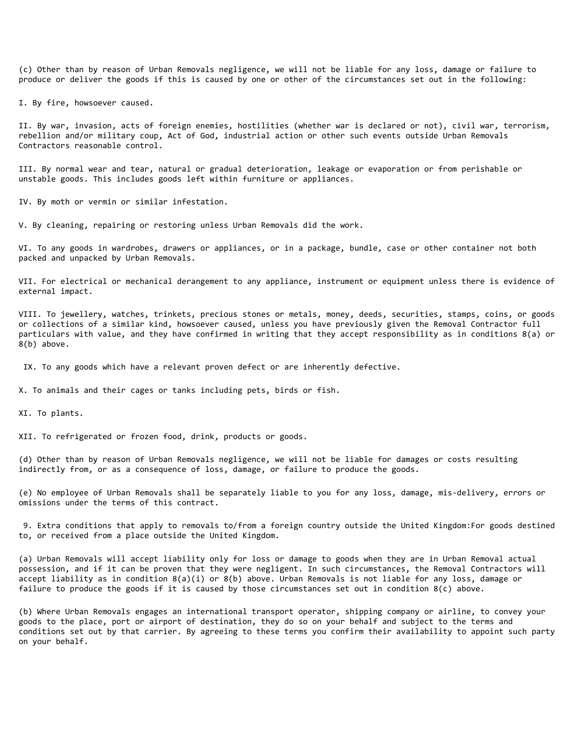(c) Other than by reason of Urban Removals negligence, we will not be liable for any loss, damage or failure to produce or deliver the goods if this is caused by one or other of the circumstances set out in the following:

I. By fire, howsoever caused.

II. By war, invasion, acts of foreign enemies, hostilities (whether war is declared or not), civil war, terrorism, rebellion and/or military coup, Act of God, industrial action or other such events outside Urban Removals Contractors reasonable control.

III. By normal wear and tear, natural or gradual deterioration, leakage or evaporation or from perishable or unstable goods. This includes goods left within furniture or appliances.

IV. By moth or vermin or similar infestation.

V. By cleaning, repairing or restoring unless Urban Removals did the work.

VI. To any goods in wardrobes, drawers or appliances, or in a package, bundle, case or other container not both packed and unpacked by Urban Removals.

VII. For electrical or mechanical derangement to any appliance, instrument or equipment unless there is evidence of external impact.

VIII. To jewellery, watches, trinkets, precious stones or metals, money, deeds, securities, stamps, coins, or goods or collections of a similar kind, howsoever caused, unless you have previously given the Removal Contractor full particulars with value, and they have confirmed in writing that they accept responsibility as in conditions 8(a) or 8(b) above.

IX. To any goods which have a relevant proven defect or are inherently defective.

X. To animals and their cages or tanks including pets, birds or fish.

XI. To plants.

XII. To refrigerated or frozen food, drink, products or goods.

(d) Other than by reason of Urban Removals negligence, we will not be liable for damages or costs resulting indirectly from, or as a consequence of loss, damage, or failure to produce the goods.

(e) No employee of Urban Removals shall be separately liable to you for any loss, damage, mis-delivery, errors or omissions under the terms of this contract.

9. Extra conditions that apply to removals to/from a foreign country outside the United Kingdom:For goods destined to, or received from a place outside the United Kingdom.

(a) Urban Removals will accept liability only for loss or damage to goods when they are in Urban Removal actual possession, and if it can be proven that they were negligent. In such circumstances, the Removal Contractors will accept liability as in condition 8(a)(i) or 8(b) above. Urban Removals is not liable for any loss, damage or failure to produce the goods if it is caused by those circumstances set out in condition 8(c) above.

(b) Where Urban Removals engages an international transport operator, shipping company or airline, to convey your goods to the place, port or airport of destination, they do so on your behalf and subject to the terms and conditions set out by that carrier. By agreeing to these terms you confirm their availability to appoint such party on your behalf.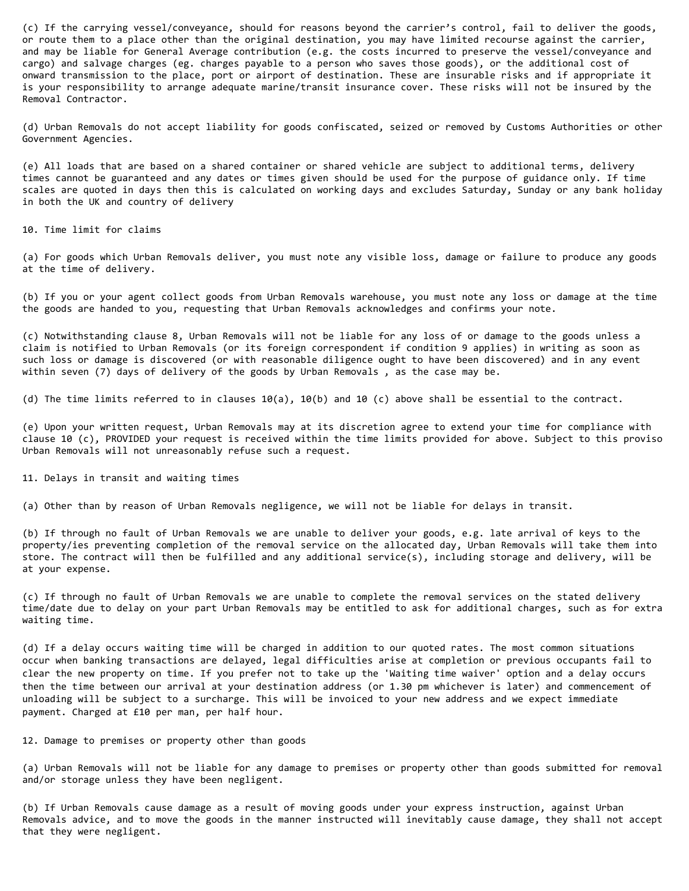(c) If the carrying vessel/conveyance, should for reasons beyond the carrier's control, fail to deliver the goods, or route them to a place other than the original destination, you may have limited recourse against the carrier, and may be liable for General Average contribution (e.g. the costs incurred to preserve the vessel/conveyance and cargo) and salvage charges (eg. charges payable to a person who saves those goods), or the additional cost of onward transmission to the place, port or airport of destination. These are insurable risks and if appropriate it is your responsibility to arrange adequate marine/transit insurance cover. These risks will not be insured by the Removal Contractor.

(d) Urban Removals do not accept liability for goods confiscated, seized or removed by Customs Authorities or other Government Agencies.

(e) All loads that are based on a shared container or shared vehicle are subject to additional terms, delivery times cannot be guaranteed and any dates or times given should be used for the purpose of guidance only. If time scales are quoted in days then this is calculated on working days and excludes Saturday, Sunday or any bank holiday in both the UK and country of delivery

## 10. Time limit for claims

(a) For goods which Urban Removals deliver, you must note any visible loss, damage or failure to produce any goods at the time of delivery.

(b) If you or your agent collect goods from Urban Removals warehouse, you must note any loss or damage at the time the goods are handed to you, requesting that Urban Removals acknowledges and confirms your note.

(c) Notwithstanding clause 8, Urban Removals will not be liable for any loss of or damage to the goods unless a claim is notified to Urban Removals (or its foreign correspondent if condition 9 applies) in writing as soon as such loss or damage is discovered (or with reasonable diligence ought to have been discovered) and in any event within seven (7) days of delivery of the goods by Urban Removals , as the case may be.

(d) The time limits referred to in clauses 10(a), 10(b) and 10 (c) above shall be essential to the contract.

(e) Upon your written request, Urban Removals may at its discretion agree to extend your time for compliance with clause 10 (c), PROVIDED your request is received within the time limits provided for above. Subject to this proviso Urban Removals will not unreasonably refuse such a request.

## 11. Delays in transit and waiting times

(a) Other than by reason of Urban Removals negligence, we will not be liable for delays in transit.

(b) If through no fault of Urban Removals we are unable to deliver your goods, e.g. late arrival of keys to the property/ies preventing completion of the removal service on the allocated day, Urban Removals will take them into store. The contract will then be fulfilled and any additional service(s), including storage and delivery, will be at your expense.

(c) If through no fault of Urban Removals we are unable to complete the removal services on the stated delivery time/date due to delay on your part Urban Removals may be entitled to ask for additional charges, such as for extra waiting time.

(d) If a delay occurs waiting time will be charged in addition to our quoted rates. The most common situations occur when banking transactions are delayed, legal difficulties arise at completion or previous occupants fail to clear the new property on time. If you prefer not to take up the 'Waiting time waiver' option and a delay occurs then the time between our arrival at your destination address (or 1.30 pm whichever is later) and commencement of unloading will be subject to a surcharge. This will be invoiced to your new address and we expect immediate payment. Charged at £10 per man, per half hour.

## 12. Damage to premises or property other than goods

(a) Urban Removals will not be liable for any damage to premises or property other than goods submitted for removal and/or storage unless they have been negligent.

(b) If Urban Removals cause damage as a result of moving goods under your express instruction, against Urban Removals advice, and to move the goods in the manner instructed will inevitably cause damage, they shall not accept that they were negligent.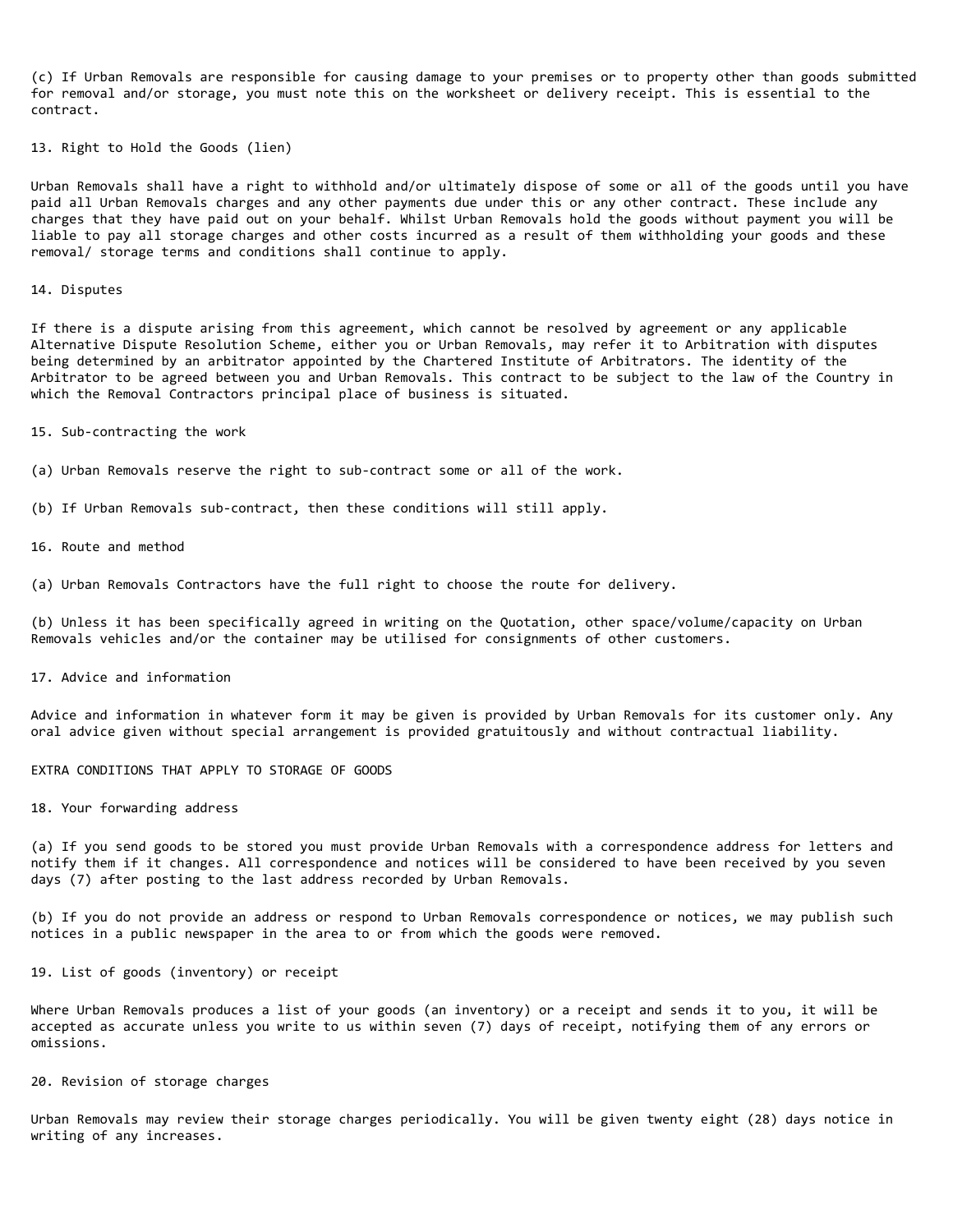(c) If Urban Removals are responsible for causing damage to your premises or to property other than goods submitted for removal and/or storage, you must note this on the worksheet or delivery receipt. This is essential to the contract.

## 13. Right to Hold the Goods (lien)

Urban Removals shall have a right to withhold and/or ultimately dispose of some or all of the goods until you have paid all Urban Removals charges and any other payments due under this or any other contract. These include any charges that they have paid out on your behalf. Whilst Urban Removals hold the goods without payment you will be liable to pay all storage charges and other costs incurred as a result of them withholding your goods and these removal/ storage terms and conditions shall continue to apply.

## 14. Disputes

If there is a dispute arising from this agreement, which cannot be resolved by agreement or any applicable Alternative Dispute Resolution Scheme, either you or Urban Removals, may refer it to Arbitration with disputes being determined by an arbitrator appointed by the Chartered Institute of Arbitrators. The identity of the Arbitrator to be agreed between you and Urban Removals. This contract to be subject to the law of the Country in which the Removal Contractors principal place of business is situated.

## 15. Sub-contracting the work

(a) Urban Removals reserve the right to sub-contract some or all of the work.

(b) If Urban Removals sub-contract, then these conditions will still apply.

## 16. Route and method

(a) Urban Removals Contractors have the full right to choose the route for delivery.

(b) Unless it has been specifically agreed in writing on the Quotation, other space/volume/capacity on Urban Removals vehicles and/or the container may be utilised for consignments of other customers.

## 17. Advice and information

Advice and information in whatever form it may be given is provided by Urban Removals for its customer only. Any oral advice given without special arrangement is provided gratuitously and without contractual liability.

# EXTRA CONDITIONS THAT APPLY TO STORAGE OF GOODS

## 18. Your forwarding address

(a) If you send goods to be stored you must provide Urban Removals with a correspondence address for letters and notify them if it changes. All correspondence and notices will be considered to have been received by you seven days (7) after posting to the last address recorded by Urban Removals.

(b) If you do not provide an address or respond to Urban Removals correspondence or notices, we may publish such notices in a public newspaper in the area to or from which the goods were removed.

## 19. List of goods (inventory) or receipt

Where Urban Removals produces a list of your goods (an inventory) or a receipt and sends it to you, it will be accepted as accurate unless you write to us within seven (7) days of receipt, notifying them of any errors or omissions.

## 20. Revision of storage charges

Urban Removals may review their storage charges periodically. You will be given twenty eight (28) days notice in writing of any increases.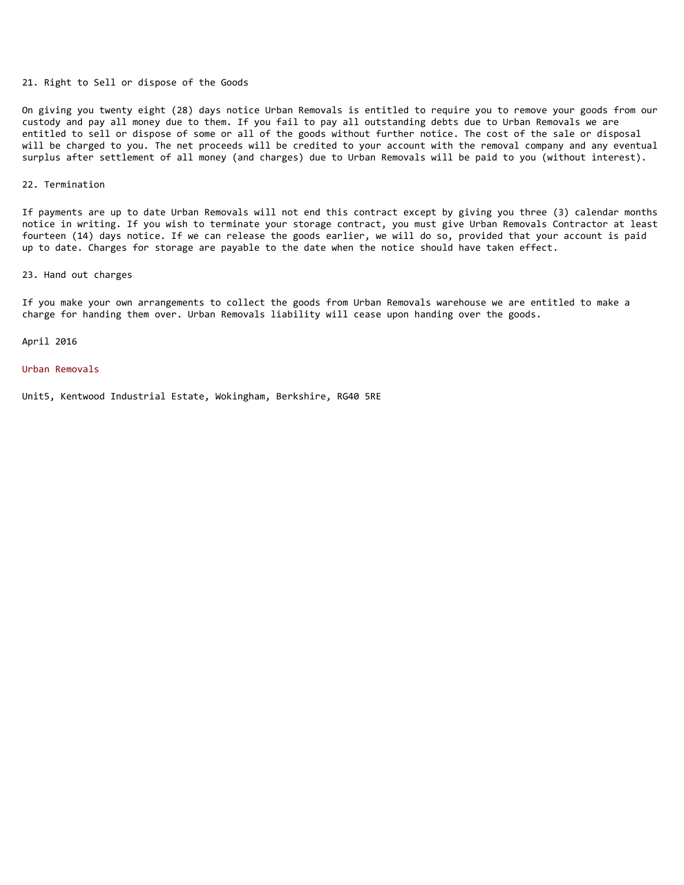21. Right to Sell or dispose of the Goods

On giving you twenty eight (28) days notice Urban Removals is entitled to require you to remove your goods from our custody and pay all money due to them. If you fail to pay all outstanding debts due to Urban Removals we are entitled to sell or dispose of some or all of the goods without further notice. The cost of the sale or disposal will be charged to you. The net proceeds will be credited to your account with the removal company and any eventual surplus after settlement of all money (and charges) due to Urban Removals will be paid to you (without interest).

22. Termination

If payments are up to date Urban Removals will not end this contract except by giving you three (3) calendar months notice in writing. If you wish to terminate your storage contract, you must give Urban Removals Contractor at least fourteen (14) days notice. If we can release the goods earlier, we will do so, provided that your account is paid up to date. Charges for storage are payable to the date when the notice should have taken effect.

23. Hand out charges

If you make your own arrangements to collect the goods from Urban Removals warehouse we are entitled to make a charge for handing them over. Urban Removals liability will cease upon handing over the goods.

April 2016

Urban Removals

Unit5, Kentwood Industrial Estate, Wokingham, Berkshire, RG40 5RE